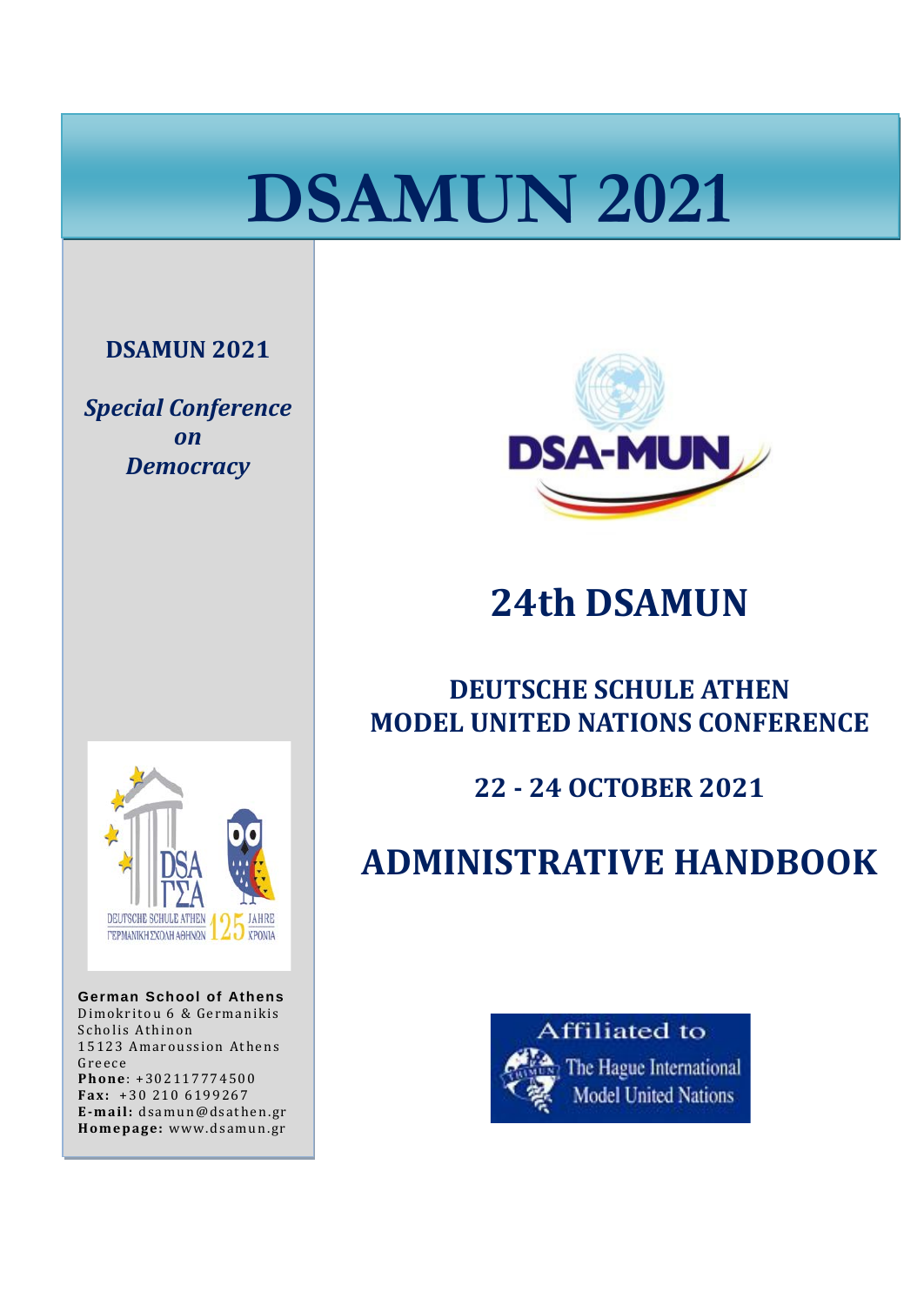# DSAMUN 2021

**DSAMUN 2021**

***Special Conference on Democracy***

## 24th DSAMUN

**DEUTSCHE SCHULE ATHEN**
**MODEL UNITED NATIONS CONFERENCE**

**22 - 24 OCTOBER 2021**

## ADMINISTRATIVE HANDBOOK

**German School of Athens**
Dimokritou 6 & Germanikis Scholis Athinon
15123 Amaroussion Athens
Greece
**Phone**: +302117774500
**Fax:** +30 210 6199267
**E-mail:** dsamun@dsathen.gr
**Homepage:** www.dsamun.gr

Affiliated to The Hague International Model United Nations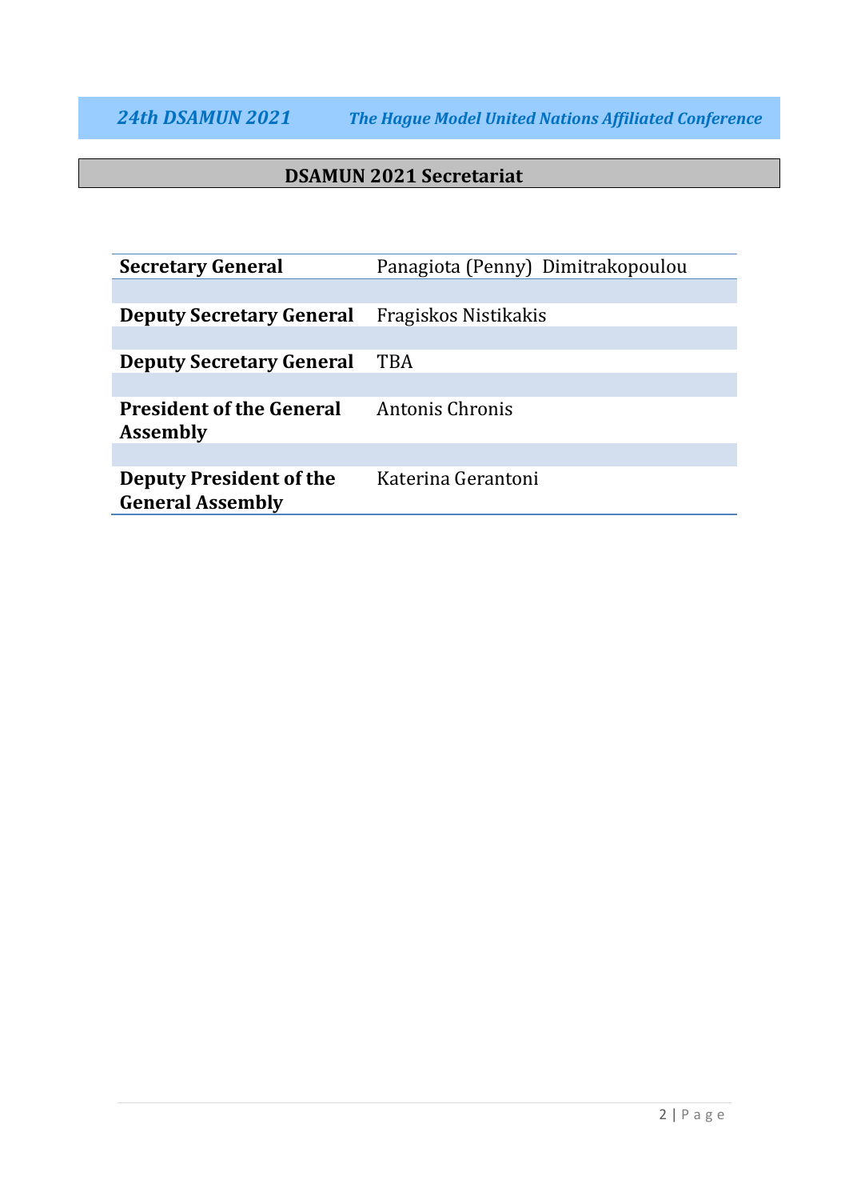## DSAMUN 2021 Secretariat

| | |
|---|---|
| **Secretary General** | Panagiota (Penny) Dimitrakopoulou |
| **Deputy Secretary General** | Fragiskos Nistikakis |
| **Deputy Secretary General** | TBA |
| **President of the General Assembly** | Antonis Chronis |
| **Deputy President of the General Assembly** | Katerina Gerantoni |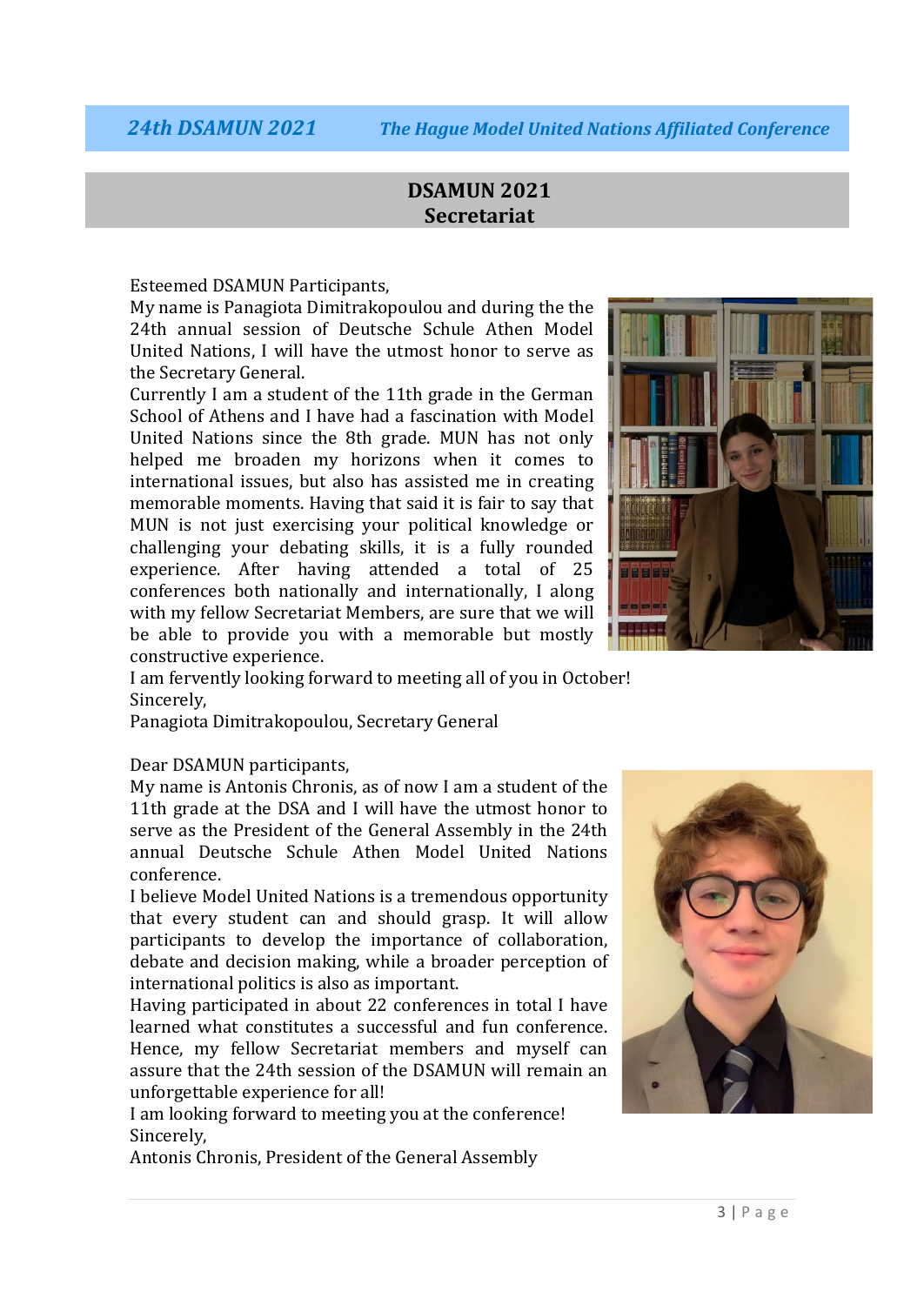# DSAMUN 2021 Secretariat

Esteemed DSAMUN Participants,

My name is Panagiota Dimitrakopoulou and during the the 24th annual session of Deutsche Schule Athen Model United Nations, I will have the utmost honor to serve as the Secretary General.

Currently I am a student of the 11th grade in the German School of Athens and I have had a fascination with Model United Nations since the 8th grade. MUN has not only helped me broaden my horizons when it comes to international issues, but also has assisted me in creating memorable moments. Having that said it is fair to say that MUN is not just exercising your political knowledge or challenging your debating skills, it is a fully rounded experience. After having attended a total of 25 conferences both nationally and internationally, I along with my fellow Secretariat Members, are sure that we will be able to provide you with a memorable but mostly constructive experience.

I am fervently looking forward to meeting all of you in October!

Sincerely,

Panagiota Dimitrakopoulou, Secretary General

Dear DSAMUN participants,

My name is Antonis Chronis, as of now I am a student of the 11th grade at the DSA and I will have the utmost honor to serve as the President of the General Assembly in the 24th annual Deutsche Schule Athen Model United Nations conference.

I believe Model United Nations is a tremendous opportunity that every student can and should grasp. It will allow participants to develop the importance of collaboration, debate and decision making, while a broader perception of international politics is also as important.

Having participated in about 22 conferences in total I have learned what constitutes a successful and fun conference. Hence, my fellow Secretariat members and myself can assure that the 24th session of the DSAMUN will remain an unforgettable experience for all!

I am looking forward to meeting you at the conference!

Sincerely,

Antonis Chronis, President of the General Assembly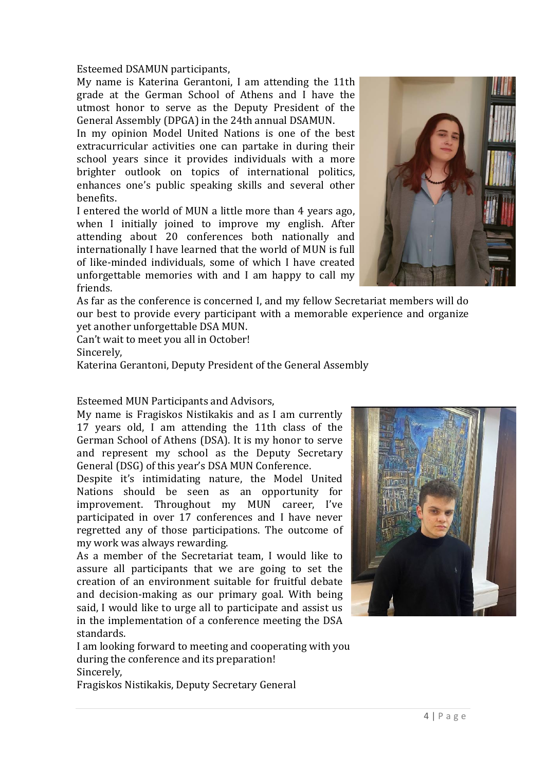Esteemed DSAMUN participants,

My name is Katerina Gerantoni, I am attending the 11th grade at the German School of Athens and I have the utmost honor to serve as the Deputy President of the General Assembly (DPGA) in the 24th annual DSAMUN.

In my opinion Model United Nations is one of the best extracurricular activities one can partake in during their school years since it provides individuals with a more brighter outlook on topics of international politics, enhances one's public speaking skills and several other benefits.

I entered the world of MUN a little more than 4 years ago, when I initially joined to improve my english. After attending about 20 conferences both nationally and internationally I have learned that the world of MUN is full of like-minded individuals, some of which I have created unforgettable memories with and I am happy to call my friends.

As far as the conference is concerned I, and my fellow Secretariat members will do our best to provide every participant with a memorable experience and organize yet another unforgettable DSA MUN.

Can't wait to meet you all in October!

Sincerely,

Katerina Gerantoni, Deputy President of the General Assembly

Esteemed MUN Participants and Advisors,

My name is Fragiskos Nistikakis and as I am currently 17 years old, I am attending the 11th class of the German School of Athens (DSA). It is my honor to serve and represent my school as the Deputy Secretary General (DSG) of this year's DSA MUN Conference.

Despite it's intimidating nature, the Model United Nations should be seen as an opportunity for improvement. Throughout my MUN career, I've participated in over 17 conferences and I have never regretted any of those participations. The outcome of my work was always rewarding.

As a member of the Secretariat team, I would like to assure all participants that we are going to set the creation of an environment suitable for fruitful debate and decision-making as our primary goal. With being said, I would like to urge all to participate and assist us in the implementation of a conference meeting the DSA standards.

I am looking forward to meeting and cooperating with you during the conference and its preparation!

Sincerely,

Fragiskos Nistikakis, Deputy Secretary General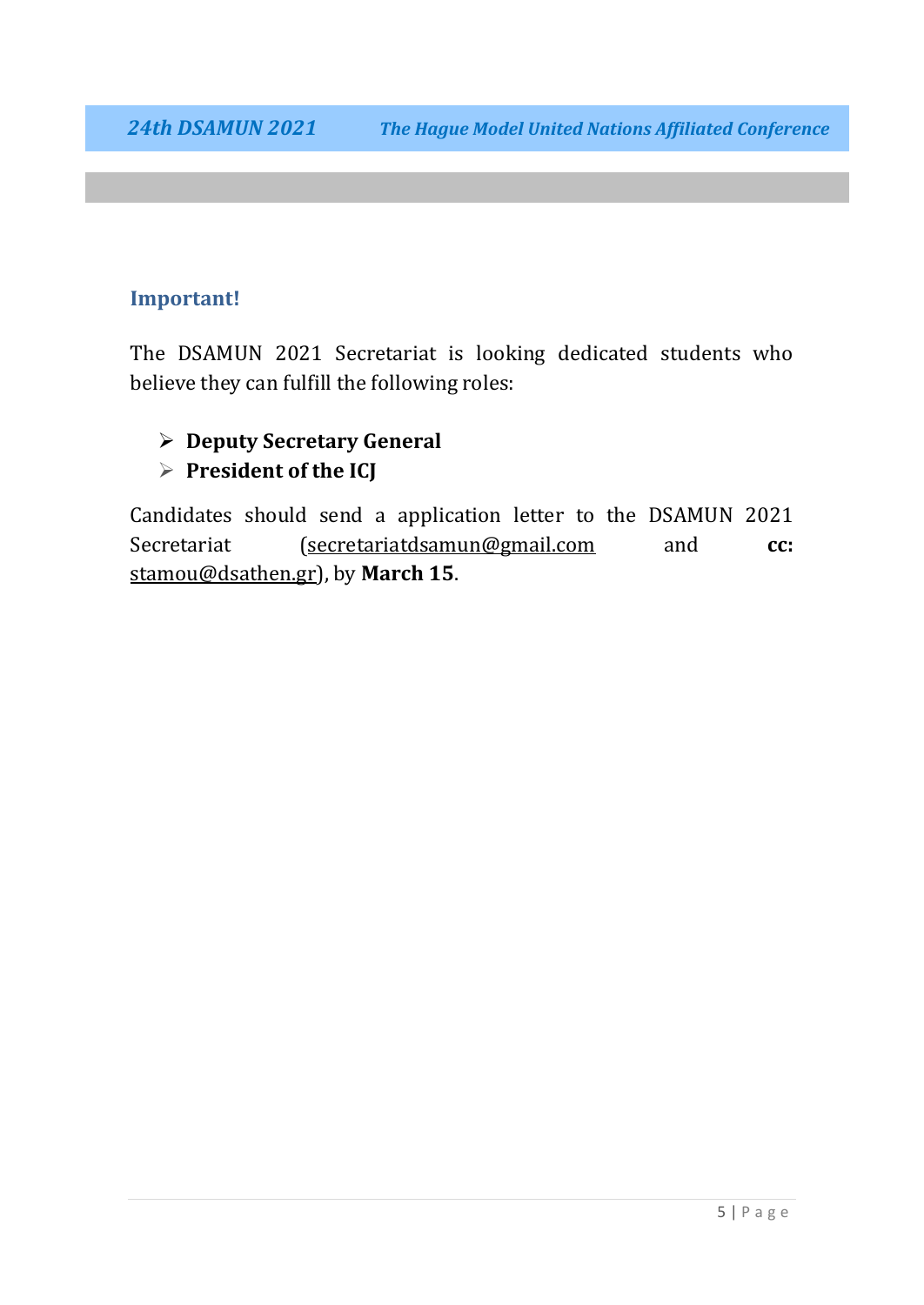## Important!

The DSAMUN 2021 Secretariat is looking dedicated students who believe they can fulfill the following roles:

- **Deputy Secretary General**
- **President of the ICJ**

Candidates should send a application letter to the DSAMUN 2021 Secretariat (secretariatdsamun@gmail.com and **cc:** stamou@dsathen.gr), by **March 15**.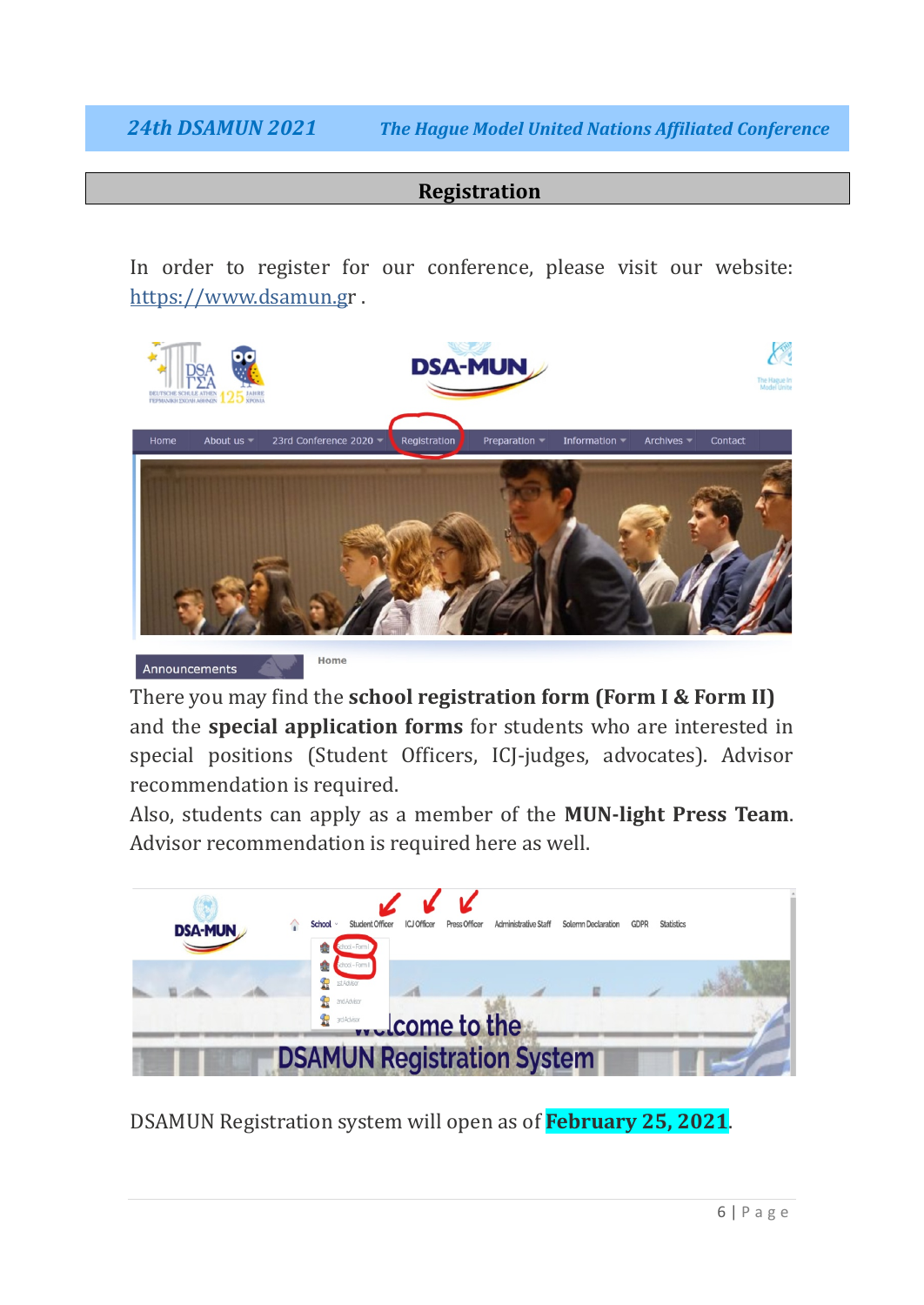## Registration

In order to register for our conference, please visit our website: https://www.dsamun.gr .

There you may find the **school registration form (Form I & Form II)** and the **special application forms** for students who are interested in special positions (Student Officers, ICJ-judges, advocates). Advisor recommendation is required.

Also, students can apply as a member of the **MUN-light Press Team**. Advisor recommendation is required here as well.

DSAMUN Registration system will open as of **February 25, 2021**.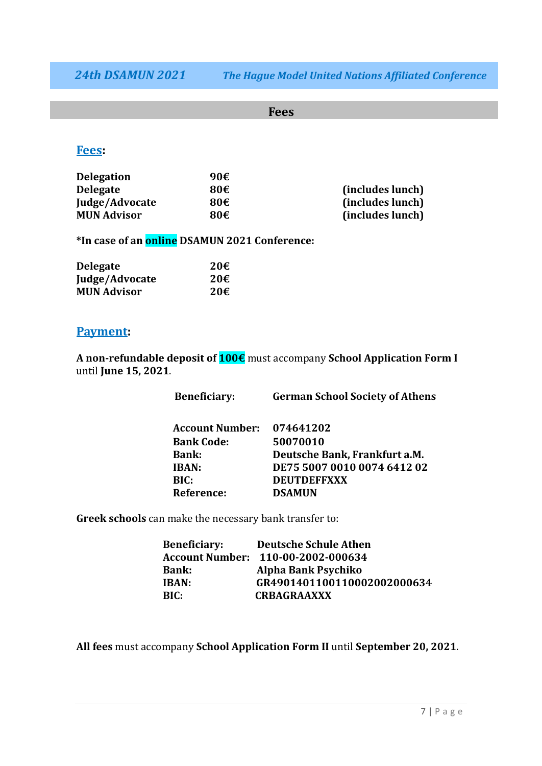## Fees

### Fees:

| | | |
|---|---|---|
| **Delegation** | **90€** | |
| **Delegate** | **80€** | **(includes lunch)** |
| **Judge/Advocate** | **80€** | **(includes lunch)** |
| **MUN Advisor** | **80€** | **(includes lunch)** |

**\*In case of an online DSAMUN 2021 Conference:**

| | |
|---|---|
| **Delegate** | **20€** |
| **Judge/Advocate** | **20€** |
| **MUN Advisor** | **20€** |

### Payment:

**A non-refundable deposit of 100€** must accompany **School Application Form I** until **June 15, 2021**.

| | |
|---|---|
| **Beneficiary:** | **German School Society of Athens** |
| **Account Number:** | **074641202** |
| **Bank Code:** | **50070010** |
| **Bank:** | **Deutsche Bank, Frankfurt a.M.** |
| **IBAN:** | **DE75 5007 0010 0074 6412 02** |
| **BIC:** | **DEUTDEFFXXX** |
| **Reference:** | **DSAMUN** |

**Greek schools** can make the necessary bank transfer to:

| | |
|---|---|
| **Beneficiary:** | **Deutsche Schule Athen** |
| **Account Number:** | **110-00-2002-000634** |
| **Bank:** | **Alpha Bank Psychiko** |
| **IBAN:** | **GR4901401100110002002000634** |
| **BIC:** | **CRBAGRAAXXX** |

**All fees** must accompany **School Application Form II** until **September 20, 2021**.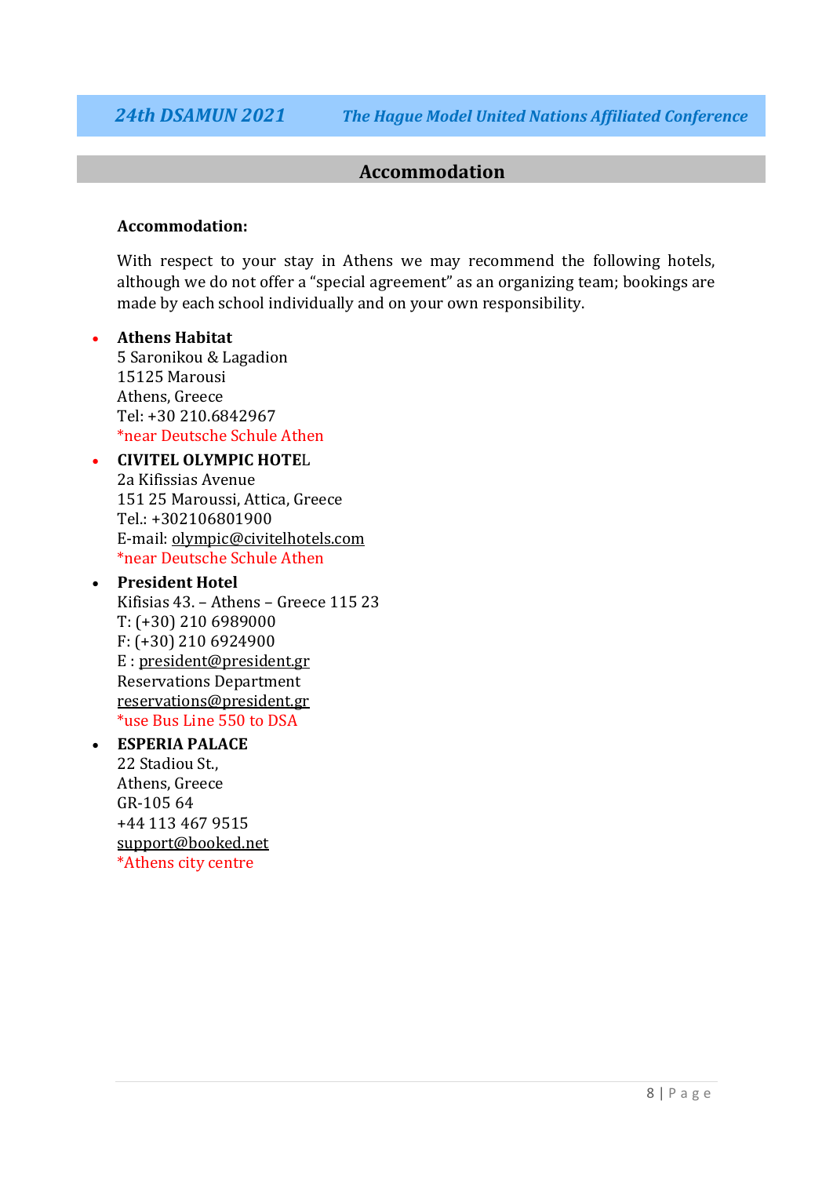## Accommodation

**Accommodation:**

With respect to your stay in Athens we may recommend the following hotels, although we do not offer a "special agreement" as an organizing team; bookings are made by each school individually and on your own responsibility.

- **Athens Habitat**
  5 Saronikou & Lagadion
  15125 Marousi
  Athens, Greece
  Tel: +30 210.6842967
  *near Deutsche Schule Athen
- **CIVITEL OLYMPIC HOTEL**
  2a Kifissias Avenue
  151 25 Maroussi, Attica, Greece
  Tel.: +302106801900
  E-mail: olympic@civitelhotels.com
  *near Deutsche Schule Athen
- **President Hotel**
  Kifisias 43. – Athens – Greece 115 23
  T: (+30) 210 6989000
  F: (+30) 210 6924900
  E : president@president.gr
  Reservations Department
  reservations@president.gr
  *use Bus Line 550 to DSA
- **ESPERIA PALACE**
  22 Stadiou St.,
  Athens, Greece
  GR-105 64
  +44 113 467 9515
  support@booked.net
  *Athens city centre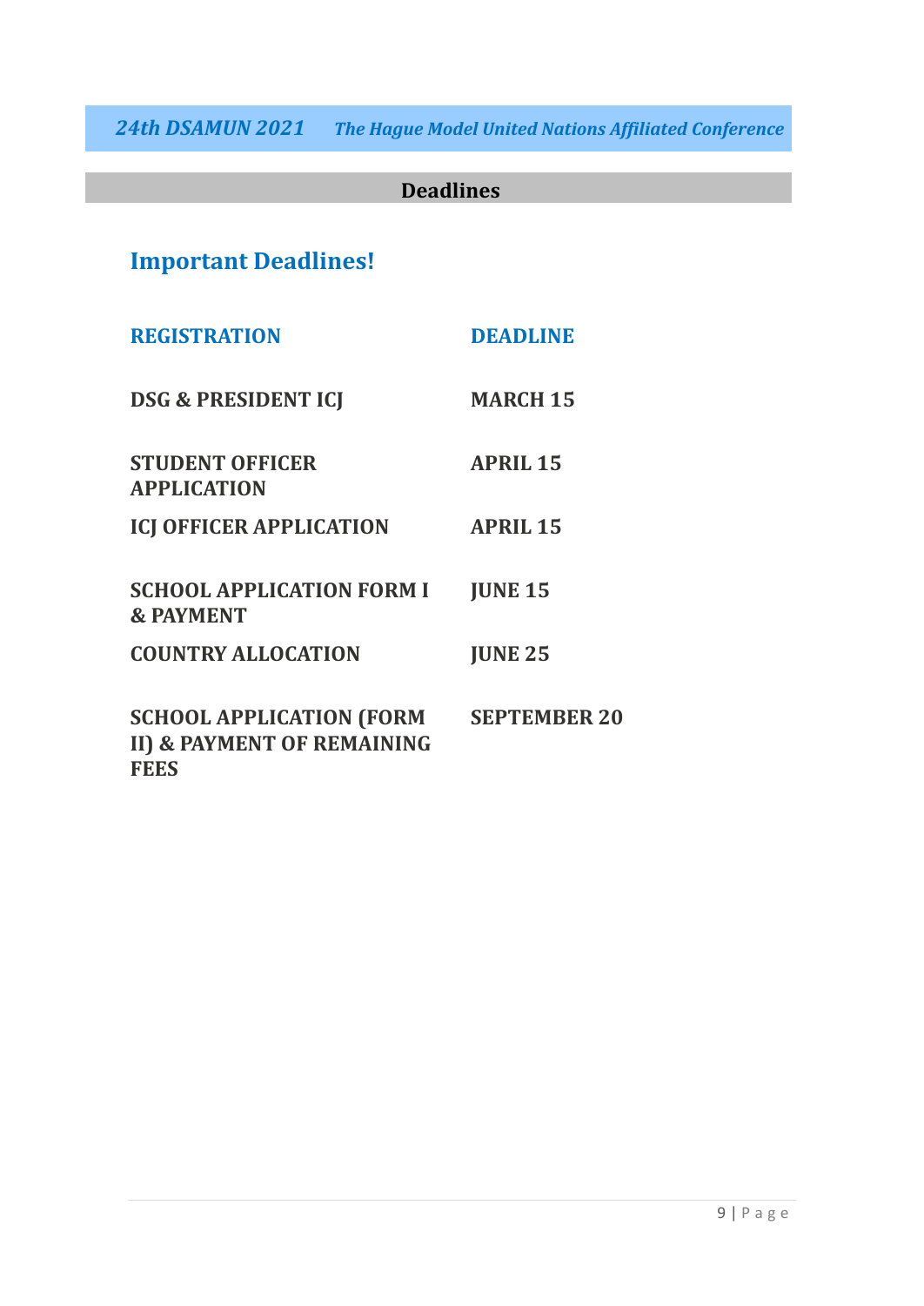## Deadlines

### Important Deadlines!

| REGISTRATION | DEADLINE |
| --- | --- |
| **DSG & PRESIDENT ICJ** | **MARCH 15** |
| **STUDENT OFFICER APPLICATION** | **APRIL 15** |
| **ICJ OFFICER APPLICATION** | **APRIL 15** |
| **SCHOOL APPLICATION FORM I & PAYMENT** | **JUNE 15** |
| **COUNTRY ALLOCATION** | **JUNE 25** |
| **SCHOOL APPLICATION (FORM II) & PAYMENT OF REMAINING FEES** | **SEPTEMBER 20** |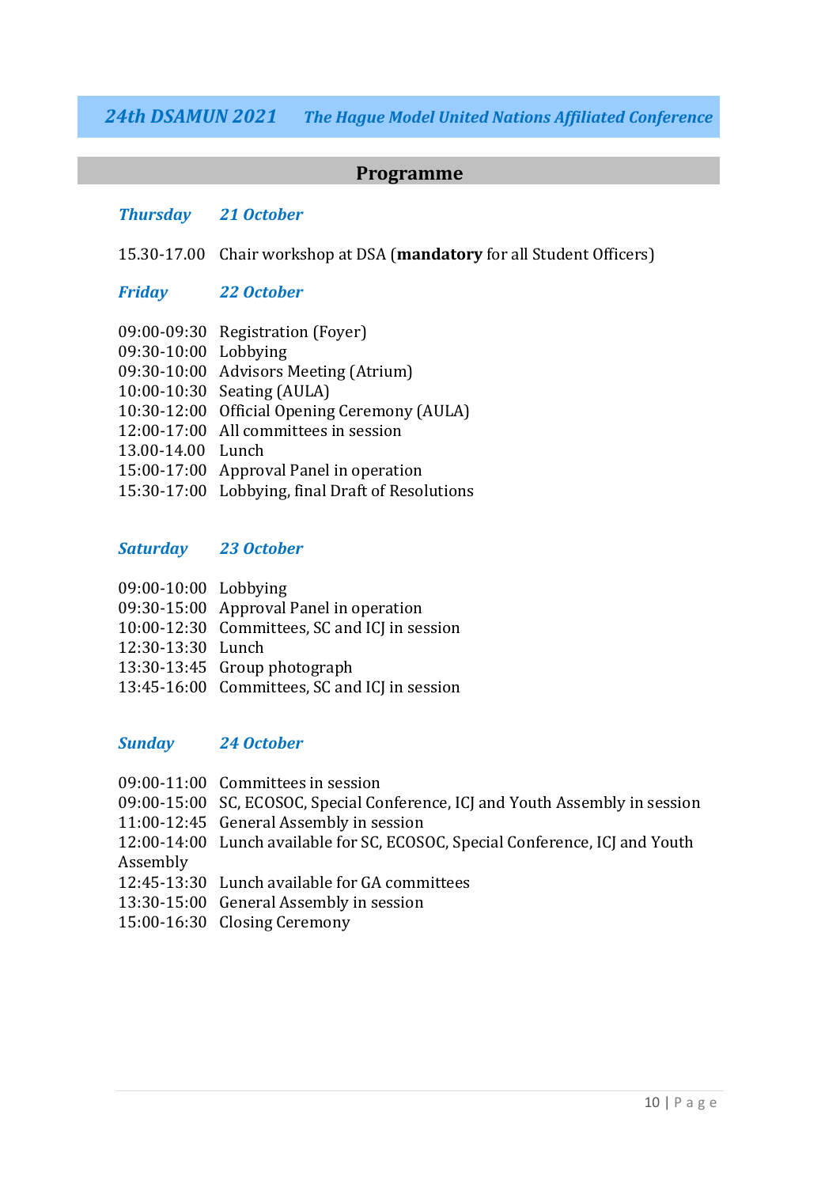*24th DSAMUN 2021* *The Hague Model United Nations Affiliated Conference*

## Programme

***Thursday 21 October***

15.30-17.00 Chair workshop at DSA (**mandatory** for all Student Officers)

***Friday 22 October***

09:00-09:30 Registration (Foyer)
09:30-10:00 Lobbying
09:30-10:00 Advisors Meeting (Atrium)
10:00-10:30 Seating (AULA)
10:30-12:00 Official Opening Ceremony (AULA)
12:00-17:00 All committees in session
13.00-14.00 Lunch
15:00-17:00 Approval Panel in operation
15:30-17:00 Lobbying, final Draft of Resolutions

***Saturday 23 October***

09:00-10:00 Lobbying
09:30-15:00 Approval Panel in operation
10:00-12:30 Committees, SC and ICJ in session
12:30-13:30 Lunch
13:30-13:45 Group photograph
13:45-16:00 Committees, SC and ICJ in session

***Sunday 24 October***

09:00-11:00 Committees in session
09:00-15:00 SC, ECOSOC, Special Conference, ICJ and Youth Assembly in session
11:00-12:45 General Assembly in session
12:00-14:00 Lunch available for SC, ECOSOC, Special Conference, ICJ and Youth Assembly
12:45-13:30 Lunch available for GA committees
13:30-15:00 General Assembly in session
15:00-16:30 Closing Ceremony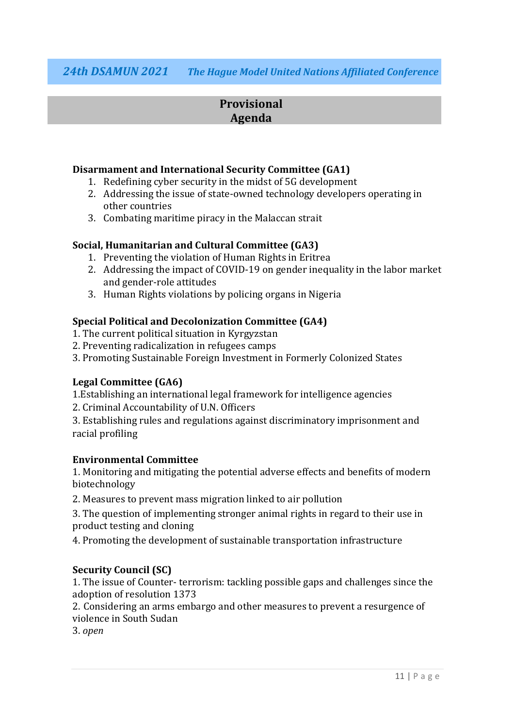# Provisional Agenda

**Disarmament and International Security Committee (GA1)**

1. Redefining cyber security in the midst of 5G development
2. Addressing the issue of state-owned technology developers operating in other countries
3. Combating maritime piracy in the Malaccan strait

**Social, Humanitarian and Cultural Committee (GA3)**

1. Preventing the violation of Human Rights in Eritrea
2. Addressing the impact of COVID-19 on gender inequality in the labor market and gender-role attitudes
3. Human Rights violations by policing organs in Nigeria

**Special Political and Decolonization Committee (GA4)**

1. The current political situation in Kyrgyzstan
2. Preventing radicalization in refugees camps
3. Promoting Sustainable Foreign Investment in Formerly Colonized States

**Legal Committee (GA6)**

1. Establishing an international legal framework for intelligence agencies
2. Criminal Accountability of U.N. Officers
3. Establishing rules and regulations against discriminatory imprisonment and racial profiling

**Environmental Committee**

1. Monitoring and mitigating the potential adverse effects and benefits of modern biotechnology
2. Measures to prevent mass migration linked to air pollution
3. The question of implementing stronger animal rights in regard to their use in product testing and cloning
4. Promoting the development of sustainable transportation infrastructure

**Security Council (SC)**

1. The issue of Counter- terrorism: tackling possible gaps and challenges since the adoption of resolution 1373
2. Considering an arms embargo and other measures to prevent a resurgence of violence in South Sudan
3. *open*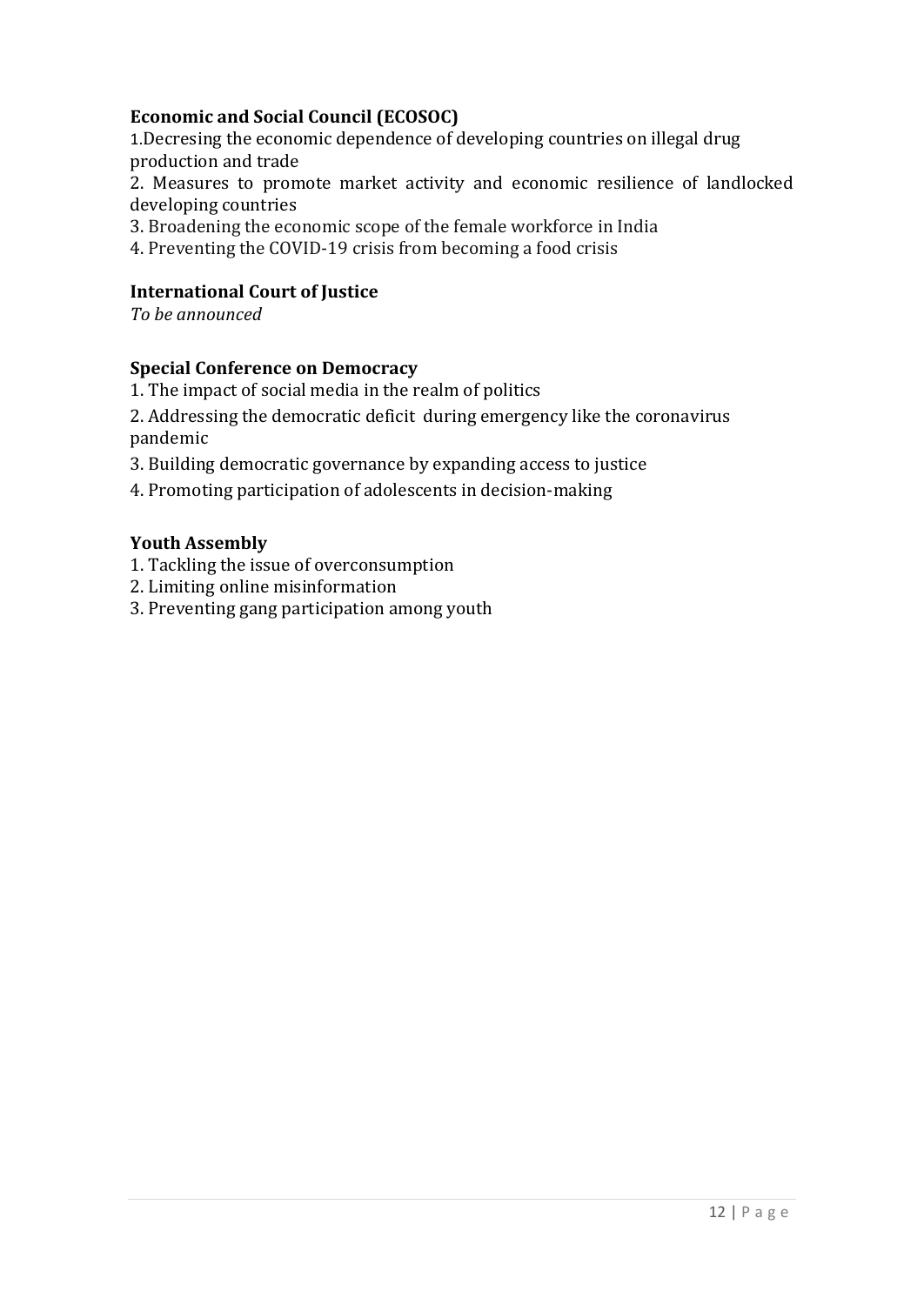**Economic and Social Council (ECOSOC)**

1.Decresing the economic dependence of developing countries on illegal drug production and trade

2. Measures to promote market activity and economic resilience of landlocked developing countries

3. Broadening the economic scope of the female workforce in India

4. Preventing the COVID-19 crisis from becoming a food crisis

**International Court of Justice**

*To be announced*

**Special Conference on Democracy**

1. The impact of social media in the realm of politics

2. Addressing the democratic deficit during emergency like the coronavirus pandemic

3. Building democratic governance by expanding access to justice

4. Promoting participation of adolescents in decision-making

**Youth Assembly**

1. Tackling the issue of overconsumption

2. Limiting online misinformation

3. Preventing gang participation among youth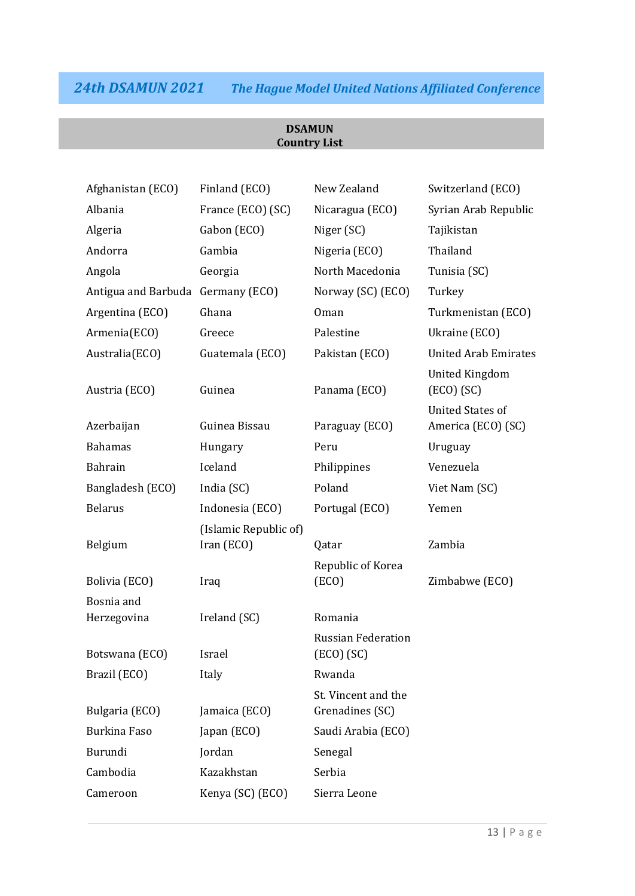## DSAMUN Country List

- Afghanistan (ECO)
- Albania
- Algeria
- Andorra
- Angola
- Antigua and Barbuda
- Argentina (ECO)
- Armenia(ECO)
- Australia(ECO)
- Austria (ECO)
- Azerbaijan
- Bahamas
- Bahrain
- Bangladesh (ECO)
- Belarus
- Belgium
- Bolivia (ECO)
- Bosnia and Herzegovina
- Botswana (ECO)
- Brazil (ECO)
- Bulgaria (ECO)
- Burkina Faso
- Burundi
- Cambodia
- Cameroon
- Finland (ECO)
- France (ECO) (SC)
- Gabon (ECO)
- Gambia
- Georgia
- Germany (ECO)
- Ghana
- Greece
- Guatemala (ECO)
- Guinea
- Guinea Bissau
- Hungary
- Iceland
- India (SC)
- Indonesia (ECO)
- (Islamic Republic of) Iran (ECO)
- Iraq
- Ireland (SC)
- Israel
- Italy
- Jamaica (ECO)
- Japan (ECO)
- Jordan
- Kazakhstan
- Kenya (SC) (ECO)
- New Zealand
- Nicaragua (ECO)
- Niger (SC)
- Nigeria (ECO)
- North Macedonia
- Norway (SC) (ECO)
- Oman
- Palestine
- Pakistan (ECO)
- Panama (ECO)
- Paraguay (ECO)
- Peru
- Philippines
- Poland
- Portugal (ECO)
- Qatar
- Republic of Korea (ECO)
- Romania
- Russian Federation (ECO) (SC)
- Rwanda
- St. Vincent and the Grenadines (SC)
- Saudi Arabia (ECO)
- Senegal
- Serbia
- Sierra Leone
- Switzerland (ECO)
- Syrian Arab Republic
- Tajikistan
- Thailand
- Tunisia (SC)
- Turkey
- Turkmenistan (ECO)
- Ukraine (ECO)
- United Arab Emirates
- United Kingdom (ECO) (SC)
- United States of America (ECO) (SC)
- Uruguay
- Venezuela
- Viet Nam (SC)
- Yemen
- Zambia
- Zimbabwe (ECO)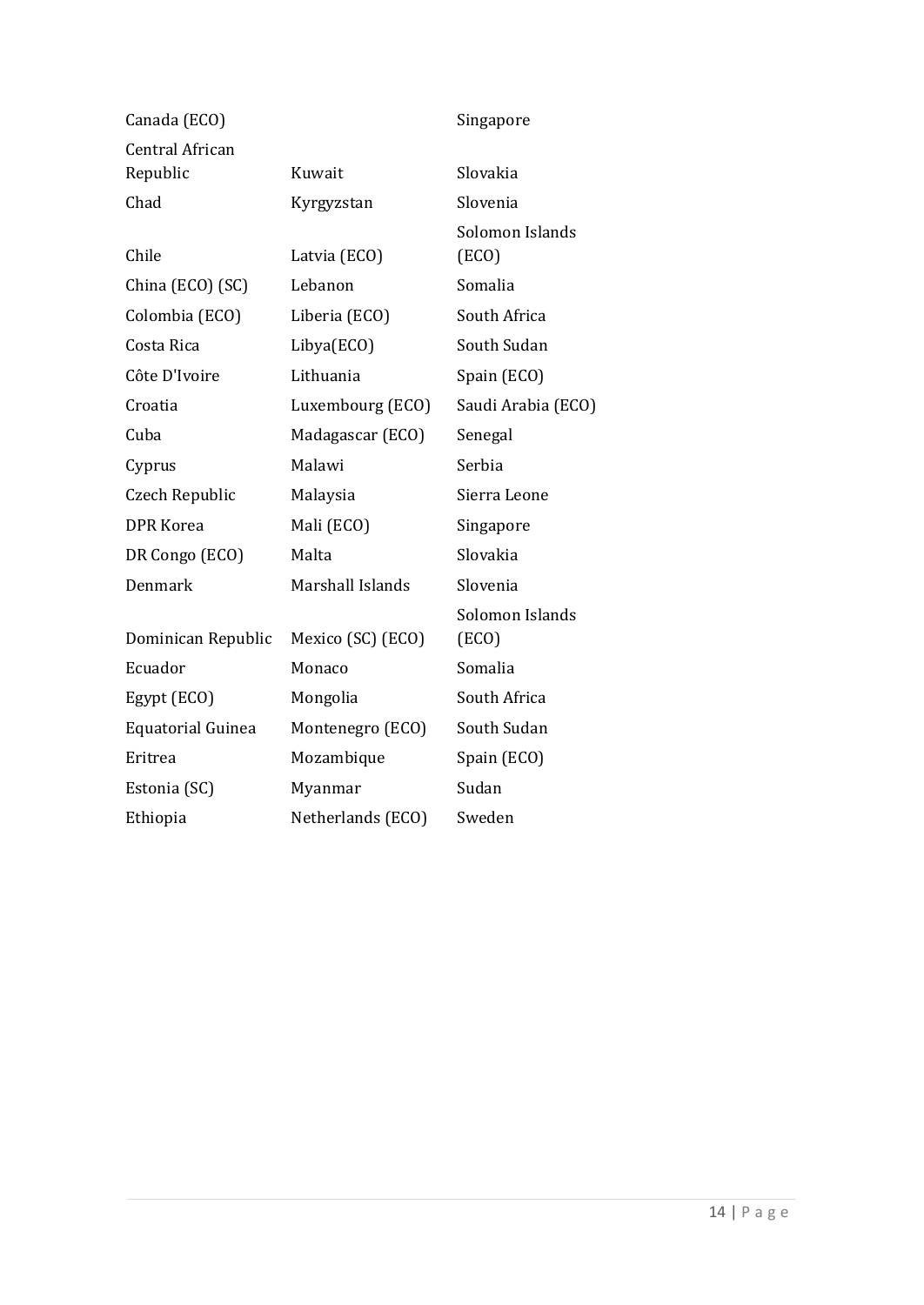| | | |
|---|---|---|
| Canada (ECO) | | Singapore |
| Central African Republic | Kuwait | Slovakia |
| Chad | Kyrgyzstan | Slovenia |
| Chile | Latvia (ECO) | Solomon Islands (ECO) |
| China (ECO) (SC) | Lebanon | Somalia |
| Colombia (ECO) | Liberia (ECO) | South Africa |
| Costa Rica | Libya(ECO) | South Sudan |
| Côte D'Ivoire | Lithuania | Spain (ECO) |
| Croatia | Luxembourg (ECO) | Saudi Arabia (ECO) |
| Cuba | Madagascar (ECO) | Senegal |
| Cyprus | Malawi | Serbia |
| Czech Republic | Malaysia | Sierra Leone |
| DPR Korea | Mali (ECO) | Singapore |
| DR Congo (ECO) | Malta | Slovakia |
| Denmark | Marshall Islands | Slovenia |
| Dominican Republic | Mexico (SC) (ECO) | Solomon Islands (ECO) |
| Ecuador | Monaco | Somalia |
| Egypt (ECO) | Mongolia | South Africa |
| Equatorial Guinea | Montenegro (ECO) | South Sudan |
| Eritrea | Mozambique | Spain (ECO) |
| Estonia (SC) | Myanmar | Sudan |
| Ethiopia | Netherlands (ECO) | Sweden |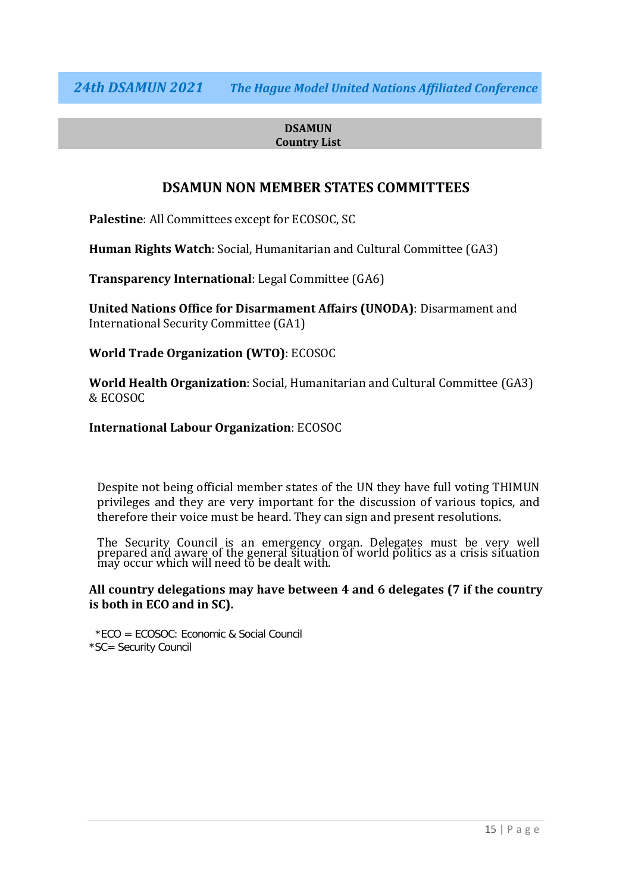**DSAMUN**
**Country List**

## DSAMUN NON MEMBER STATES COMMITTEES

**Palestine**: All Committees except for ECOSOC, SC

**Human Rights Watch**: Social, Humanitarian and Cultural Committee (GA3)

**Transparency International**: Legal Committee (GA6)

**United Nations Office for Disarmament Affairs (UNODA)**: Disarmament and International Security Committee (GA1)

**World Trade Organization (WTO)**: ECOSOC

**World Health Organization**: Social, Humanitarian and Cultural Committee (GA3) & ECOSOC

**International Labour Organization**: ECOSOC

Despite not being official member states of the UN they have full voting THIMUN privileges and they are very important for the discussion of various topics, and therefore their voice must be heard. They can sign and present resolutions.

The Security Council is an emergency organ. Delegates must be very well prepared and aware of the general situation of world politics as a crisis situation may occur which will need to be dealt with.

**All country delegations may have between 4 and 6 delegates (7 if the country is both in ECO and in SC).**

*ECO = ECOSOC: Economic & Social Council
*SC= Security Council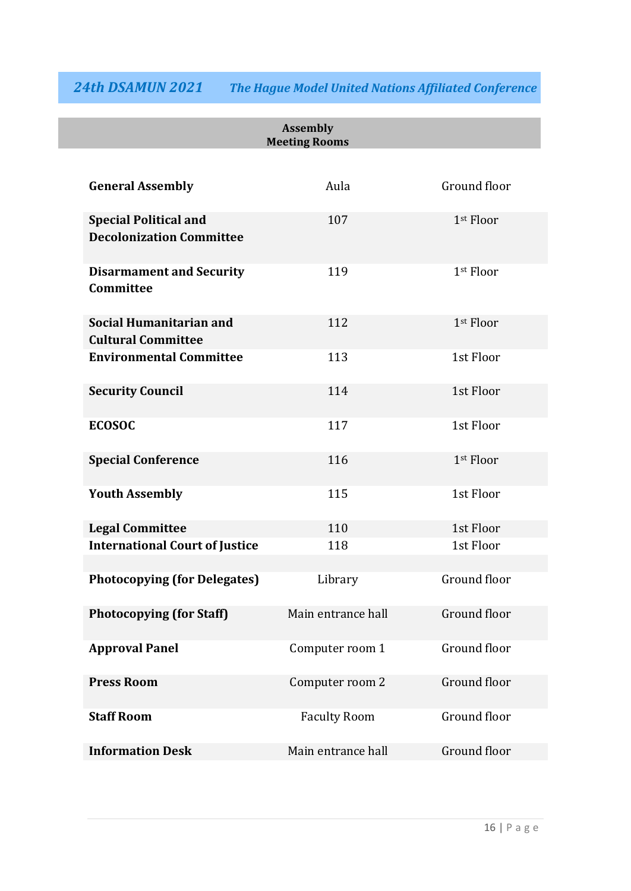## Assembly Meeting Rooms

| | | |
|---|---|---|
| **General Assembly** | Aula | Ground floor |
| **Special Political and Decolonization Committee** | 107 | 1st Floor |
| **Disarmament and Security Committee** | 119 | 1st Floor |
| **Social Humanitarian and Cultural Committee** | 112 | 1st Floor |
| **Environmental Committee** | 113 | 1st Floor |
| **Security Council** | 114 | 1st Floor |
| **ECOSOC** | 117 | 1st Floor |
| **Special Conference** | 116 | 1st Floor |
| **Youth Assembly** | 115 | 1st Floor |
| **Legal Committee** | 110 | 1st Floor |
| **International Court of Justice** | 118 | 1st Floor |
| | | |
| **Photocopying (for Delegates)** | Library | Ground floor |
| **Photocopying (for Staff)** | Main entrance hall | Ground floor |
| **Approval Panel** | Computer room 1 | Ground floor |
| **Press Room** | Computer room 2 | Ground floor |
| **Staff Room** | Faculty Room | Ground floor |
| **Information Desk** | Main entrance hall | Ground floor |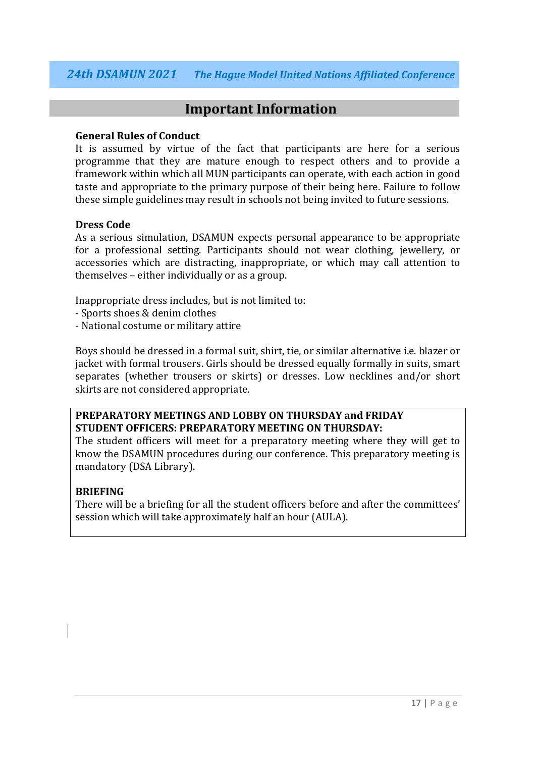## Important Information

**General Rules of Conduct**

It is assumed by virtue of the fact that participants are here for a serious programme that they are mature enough to respect others and to provide a framework within which all MUN participants can operate, with each action in good taste and appropriate to the primary purpose of their being here. Failure to follow these simple guidelines may result in schools not being invited to future sessions.

**Dress Code**

As a serious simulation, DSAMUN expects personal appearance to be appropriate for a professional setting. Participants should not wear clothing, jewellery, or accessories which are distracting, inappropriate, or which may call attention to themselves – either individually or as a group.

Inappropriate dress includes, but is not limited to:

- Sports shoes & denim clothes
- National costume or military attire

Boys should be dressed in a formal suit, shirt, tie, or similar alternative i.e. blazer or jacket with formal trousers. Girls should be dressed equally formally in suits, smart separates (whether trousers or skirts) or dresses. Low necklines and/or short skirts are not considered appropriate.

**PREPARATORY MEETINGS AND LOBBY ON THURSDAY and FRIDAY**
**STUDENT OFFICERS: PREPARATORY MEETING ON THURSDAY:**

The student officers will meet for a preparatory meeting where they will get to know the DSAMUN procedures during our conference. This preparatory meeting is mandatory (DSA Library).

**BRIEFING**

There will be a briefing for all the student officers before and after the committees' session which will take approximately half an hour (AULA).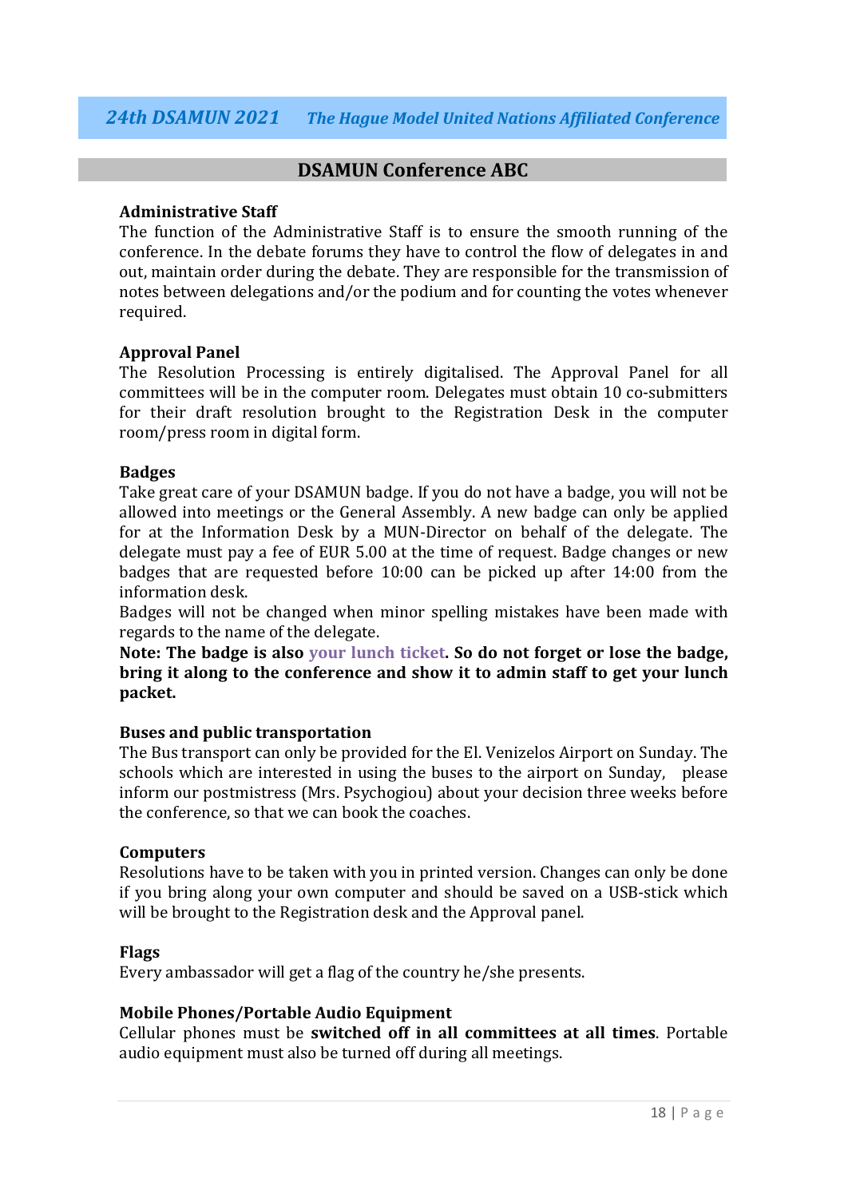## DSAMUN Conference ABC

**Administrative Staff**
The function of the Administrative Staff is to ensure the smooth running of the conference. In the debate forums they have to control the flow of delegates in and out, maintain order during the debate. They are responsible for the transmission of notes between delegations and/or the podium and for counting the votes whenever required.

**Approval Panel**
The Resolution Processing is entirely digitalised. The Approval Panel for all committees will be in the computer room. Delegates must obtain 10 co-submitters for their draft resolution brought to the Registration Desk in the computer room/press room in digital form.

**Badges**
Take great care of your DSAMUN badge. If you do not have a badge, you will not be allowed into meetings or the General Assembly. A new badge can only be applied for at the Information Desk by a MUN-Director on behalf of the delegate. The delegate must pay a fee of EUR 5.00 at the time of request. Badge changes or new badges that are requested before 10:00 can be picked up after 14:00 from the information desk.
Badges will not be changed when minor spelling mistakes have been made with regards to the name of the delegate.
**Note: The badge is also your lunch ticket. So do not forget or lose the badge, bring it along to the conference and show it to admin staff to get your lunch packet.**

**Buses and public transportation**
The Bus transport can only be provided for the El. Venizelos Airport on Sunday. The schools which are interested in using the buses to the airport on Sunday, please inform our postmistress (Mrs. Psychogiou) about your decision three weeks before the conference, so that we can book the coaches.

**Computers**
Resolutions have to be taken with you in printed version. Changes can only be done if you bring along your own computer and should be saved on a USB-stick which will be brought to the Registration desk and the Approval panel.

**Flags**
Every ambassador will get a flag of the country he/she presents.

**Mobile Phones/Portable Audio Equipment**
Cellular phones must be **switched off in all committees at all times**. Portable audio equipment must also be turned off during all meetings.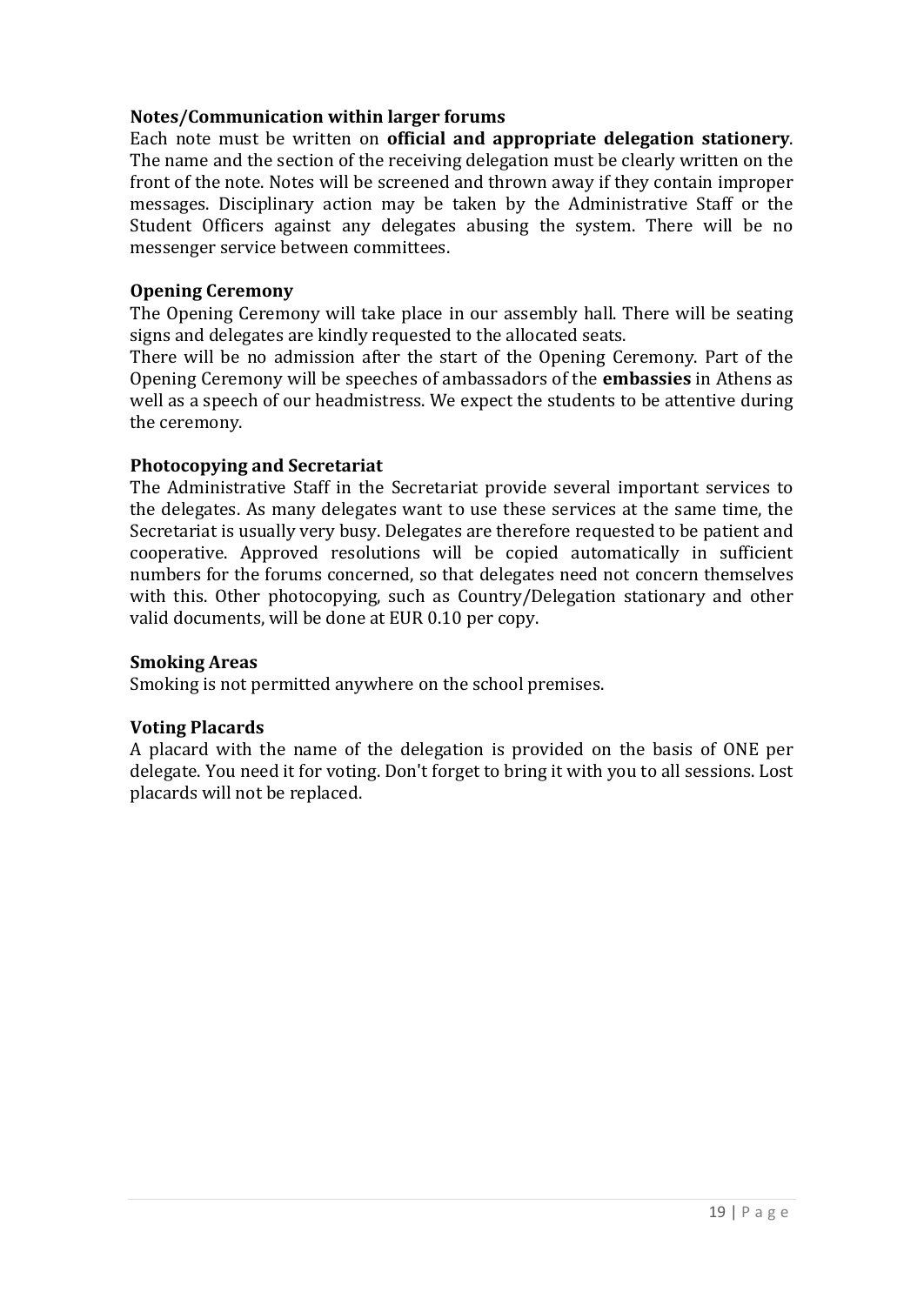**Notes/Communication within larger forums**

Each note must be written on **official and appropriate delegation stationery**. The name and the section of the receiving delegation must be clearly written on the front of the note. Notes will be screened and thrown away if they contain improper messages. Disciplinary action may be taken by the Administrative Staff or the Student Officers against any delegates abusing the system. There will be no messenger service between committees.

**Opening Ceremony**

The Opening Ceremony will take place in our assembly hall. There will be seating signs and delegates are kindly requested to the allocated seats.

There will be no admission after the start of the Opening Ceremony. Part of the Opening Ceremony will be speeches of ambassadors of the **embassies** in Athens as well as a speech of our headmistress. We expect the students to be attentive during the ceremony.

**Photocopying and Secretariat**

The Administrative Staff in the Secretariat provide several important services to the delegates. As many delegates want to use these services at the same time, the Secretariat is usually very busy. Delegates are therefore requested to be patient and cooperative. Approved resolutions will be copied automatically in sufficient numbers for the forums concerned, so that delegates need not concern themselves with this. Other photocopying, such as Country/Delegation stationary and other valid documents, will be done at EUR 0.10 per copy.

**Smoking Areas**

Smoking is not permitted anywhere on the school premises.

**Voting Placards**

A placard with the name of the delegation is provided on the basis of ONE per delegate. You need it for voting. Don't forget to bring it with you to all sessions. Lost placards will not be replaced.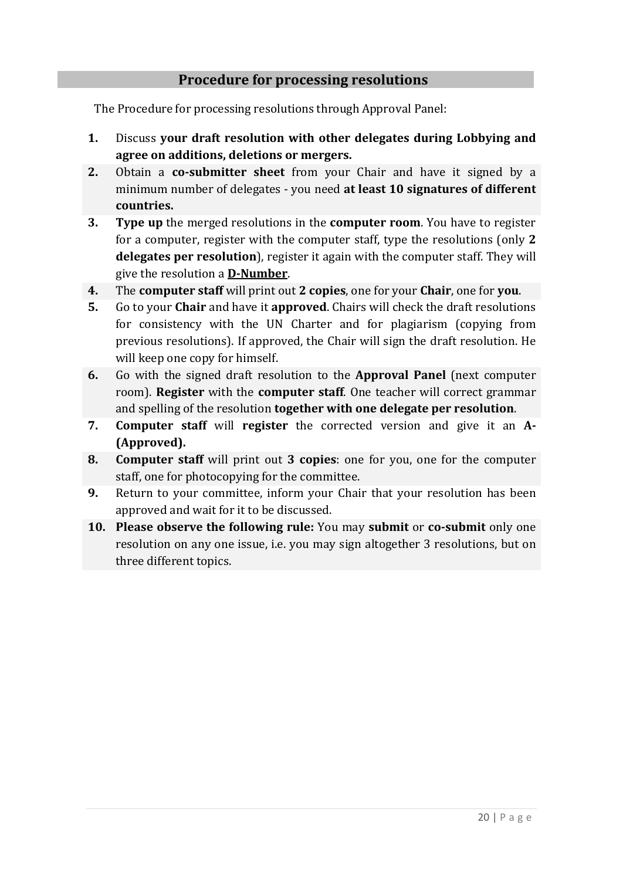## Procedure for processing resolutions

The Procedure for processing resolutions through Approval Panel:

1. Discuss **your draft resolution with other delegates during Lobbying and agree on additions, deletions or mergers.**
2. Obtain a **co-submitter sheet** from your Chair and have it signed by a minimum number of delegates - you need **at least 10 signatures of different countries.**
3. **Type up** the merged resolutions in the **computer room**. You have to register for a computer, register with the computer staff, type the resolutions (only **2 delegates per resolution**), register it again with the computer staff. They will give the resolution a **D-Number**.
4. The **computer staff** will print out **2 copies**, one for your **Chair**, one for **you**.
5. Go to your **Chair** and have it **approved**. Chairs will check the draft resolutions for consistency with the UN Charter and for plagiarism (copying from previous resolutions). If approved, the Chair will sign the draft resolution. He will keep one copy for himself.
6. Go with the signed draft resolution to the **Approval Panel** (next computer room). **Register** with the **computer staff**. One teacher will correct grammar and spelling of the resolution **together with one delegate per resolution**.
7. **Computer staff** will **register** the corrected version and give it an **A-(Approved).**
8. **Computer staff** will print out **3 copies**: one for you, one for the computer staff, one for photocopying for the committee.
9. Return to your committee, inform your Chair that your resolution has been approved and wait for it to be discussed.
10. **Please observe the following rule:** You may **submit** or **co-submit** only one resolution on any one issue, i.e. you may sign altogether 3 resolutions, but on three different topics.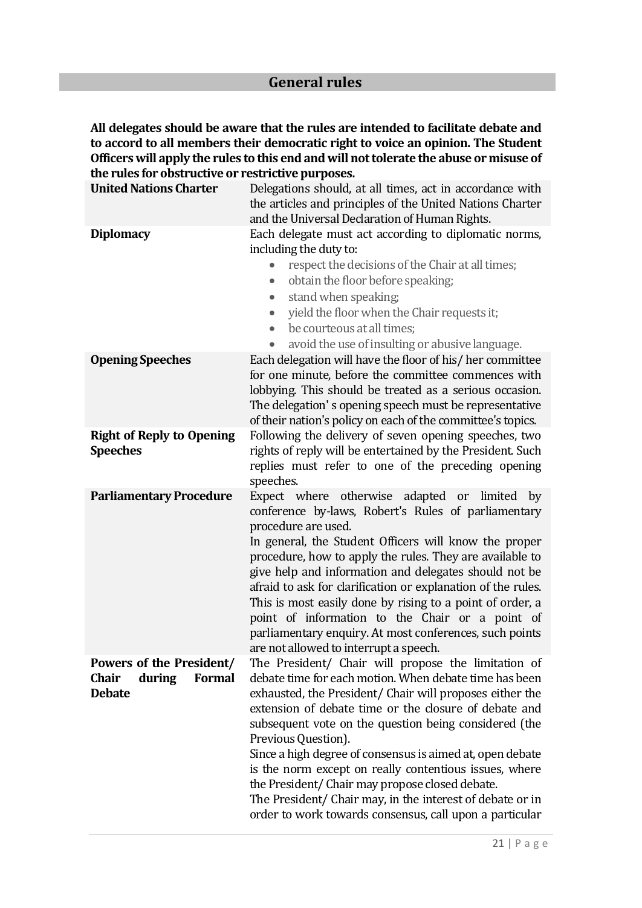## General rules

**All delegates should be aware that the rules are intended to facilitate debate and to accord to all members their democratic right to voice an opinion. The Student Officers will apply the rules to this end and will not tolerate the abuse or misuse of the rules for obstructive or restrictive purposes.**

| | |
|---|---|
| **United Nations Charter** | Delegations should, at all times, act in accordance with the articles and principles of the United Nations Charter and the Universal Declaration of Human Rights. |
| **Diplomacy** | Each delegate must act according to diplomatic norms, including the duty to:<br>• respect the decisions of the Chair at all times;<br>• obtain the floor before speaking;<br>• stand when speaking;<br>• yield the floor when the Chair requests it;<br>• be courteous at all times;<br>• avoid the use of insulting or abusive language. |
| **Opening Speeches** | Each delegation will have the floor of his/ her committee for one minute, before the committee commences with lobbying. This should be treated as a serious occasion. The delegation' s opening speech must be representative of their nation's policy on each of the committee's topics. |
| **Right of Reply to Opening Speeches** | Following the delivery of seven opening speeches, two rights of reply will be entertained by the President. Such replies must refer to one of the preceding opening speeches. |
| **Parliamentary Procedure** | Expect where otherwise adapted or limited by conference by-laws, Robert's Rules of parliamentary procedure are used.<br>In general, the Student Officers will know the proper procedure, how to apply the rules. They are available to give help and information and delegates should not be afraid to ask for clarification or explanation of the rules. This is most easily done by rising to a point of order, a point of information to the Chair or a point of parliamentary enquiry. At most conferences, such points are not allowed to interrupt a speech. |
| **Powers of the President/ Chair during Formal Debate** | The President/ Chair will propose the limitation of debate time for each motion. When debate time has been exhausted, the President/ Chair will proposes either the extension of debate time or the closure of debate and subsequent vote on the question being considered (the Previous Question).<br>Since a high degree of consensus is aimed at, open debate is the norm except on really contentious issues, where the President/ Chair may propose closed debate.<br>The President/ Chair may, in the interest of debate or in order to work towards consensus, call upon a particular |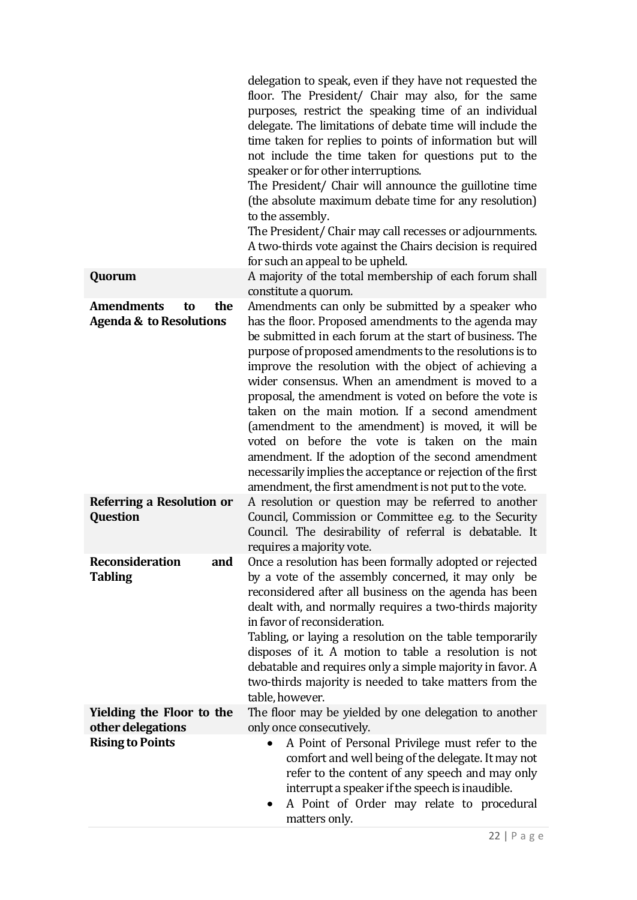| | |
|---|---|
| | delegation to speak, even if they have not requested the floor. The President/ Chair may also, for the same purposes, restrict the speaking time of an individual delegate. The limitations of debate time will include the time taken for replies to points of information but will not include the time taken for questions put to the speaker or for other interruptions.<br>The President/ Chair will announce the guillotine time (the absolute maximum debate time for any resolution) to the assembly.<br>The President/ Chair may call recesses or adjournments. A two-thirds vote against the Chairs decision is required for such an appeal to be upheld. |
| **Quorum** | A majority of the total membership of each forum shall constitute a quorum. |
| **Amendments to the Agenda & to Resolutions** | Amendments can only be submitted by a speaker who has the floor. Proposed amendments to the agenda may be submitted in each forum at the start of business. The purpose of proposed amendments to the resolutions is to improve the resolution with the object of achieving a wider consensus. When an amendment is moved to a proposal, the amendment is voted on before the vote is taken on the main motion. If a second amendment (amendment to the amendment) is moved, it will be voted on before the vote is taken on the main amendment. If the adoption of the second amendment necessarily implies the acceptance or rejection of the first amendment, the first amendment is not put to the vote. |
| **Referring a Resolution or Question** | A resolution or question may be referred to another Council, Commission or Committee e.g. to the Security Council. The desirability of referral is debatable. It requires a majority vote. |
| **Reconsideration and Tabling** | Once a resolution has been formally adopted or rejected by a vote of the assembly concerned, it may only be reconsidered after all business on the agenda has been dealt with, and normally requires a two-thirds majority in favor of reconsideration.<br>Tabling, or laying a resolution on the table temporarily disposes of it. A motion to table a resolution is not debatable and requires only a simple majority in favor. A two-thirds majority is needed to take matters from the table, however. |
| **Yielding the Floor to the other delegations** | The floor may be yielded by one delegation to another only once consecutively. |
| **Rising to Points** | • A Point of Personal Privilege must refer to the comfort and well being of the delegate. It may not refer to the content of any speech and may only interrupt a speaker if the speech is inaudible.<br>• A Point of Order may relate to procedural matters only. |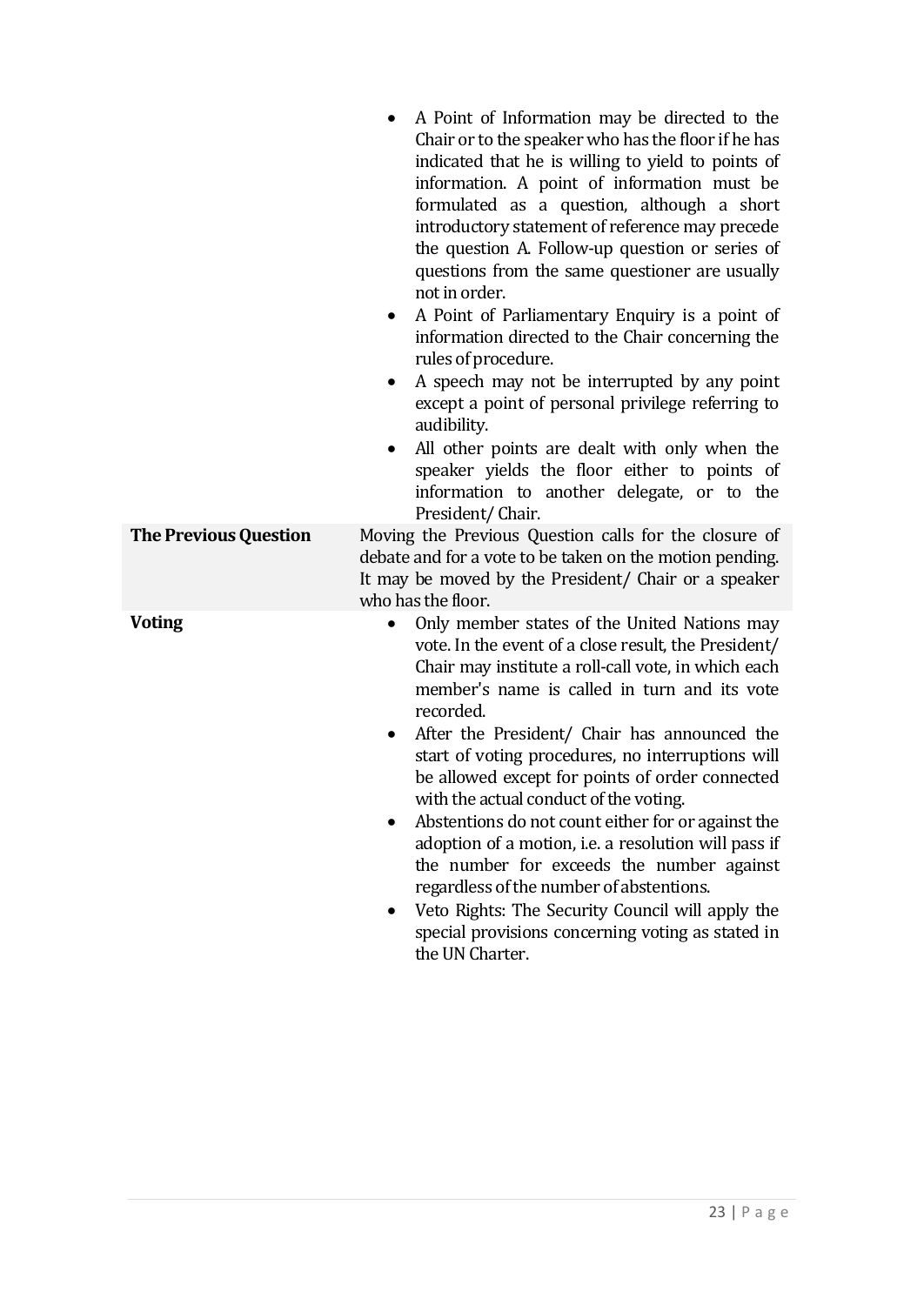| | |
|---|---|
| | • A Point of Information may be directed to the Chair or to the speaker who has the floor if he has indicated that he is willing to yield to points of information. A point of information must be formulated as a question, although a short introductory statement of reference may precede the question A. Follow-up question or series of questions from the same questioner are usually not in order.<br>• A Point of Parliamentary Enquiry is a point of information directed to the Chair concerning the rules of procedure.<br>• A speech may not be interrupted by any point except a point of personal privilege referring to audibility.<br>• All other points are dealt with only when the speaker yields the floor either to points of information to another delegate, or to the President/ Chair. |
| **The Previous Question** | Moving the Previous Question calls for the closure of debate and for a vote to be taken on the motion pending. It may be moved by the President/ Chair or a speaker who has the floor. |
| **Voting** | • Only member states of the United Nations may vote. In the event of a close result, the President/ Chair may institute a roll-call vote, in which each member's name is called in turn and its vote recorded.<br>• After the President/ Chair has announced the start of voting procedures, no interruptions will be allowed except for points of order connected with the actual conduct of the voting.<br>• Abstentions do not count either for or against the adoption of a motion, i.e. a resolution will pass if the number for exceeds the number against regardless of the number of abstentions.<br>• Veto Rights: The Security Council will apply the special provisions concerning voting as stated in the UN Charter. |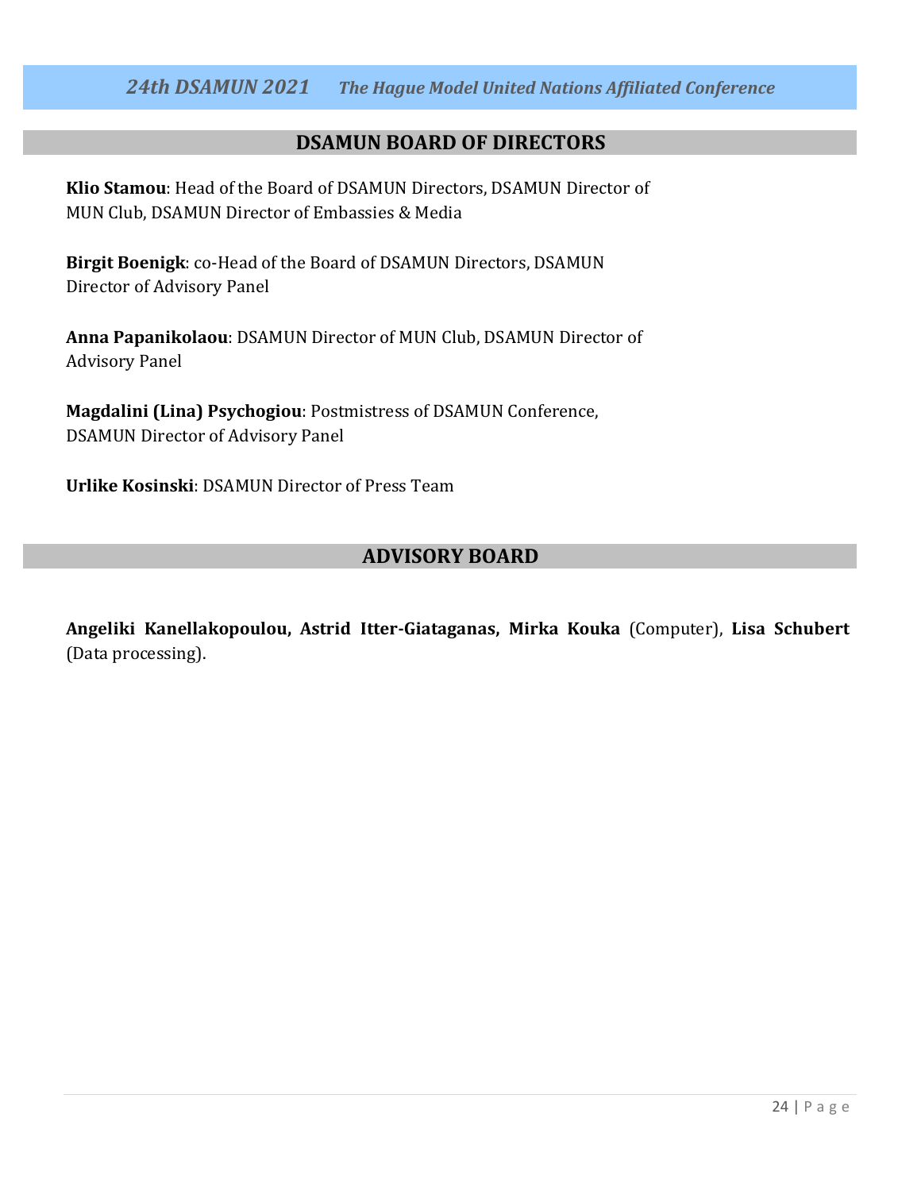## DSAMUN BOARD OF DIRECTORS

**Klio Stamou**: Head of the Board of DSAMUN Directors, DSAMUN Director of MUN Club, DSAMUN Director of Embassies & Media

**Birgit Boenigk**: co-Head of the Board of DSAMUN Directors, DSAMUN Director of Advisory Panel

**Anna Papanikolaou**: DSAMUN Director of MUN Club, DSAMUN Director of Advisory Panel

**Magdalini (Lina) Psychogiou**: Postmistress of DSAMUN Conference, DSAMUN Director of Advisory Panel

**Urlike Kosinski**: DSAMUN Director of Press Team

## ADVISORY BOARD

**Angeliki Kanellakopoulou, Astrid Itter-Giataganas, Mirka Kouka** (Computer), **Lisa Schubert** (Data processing).